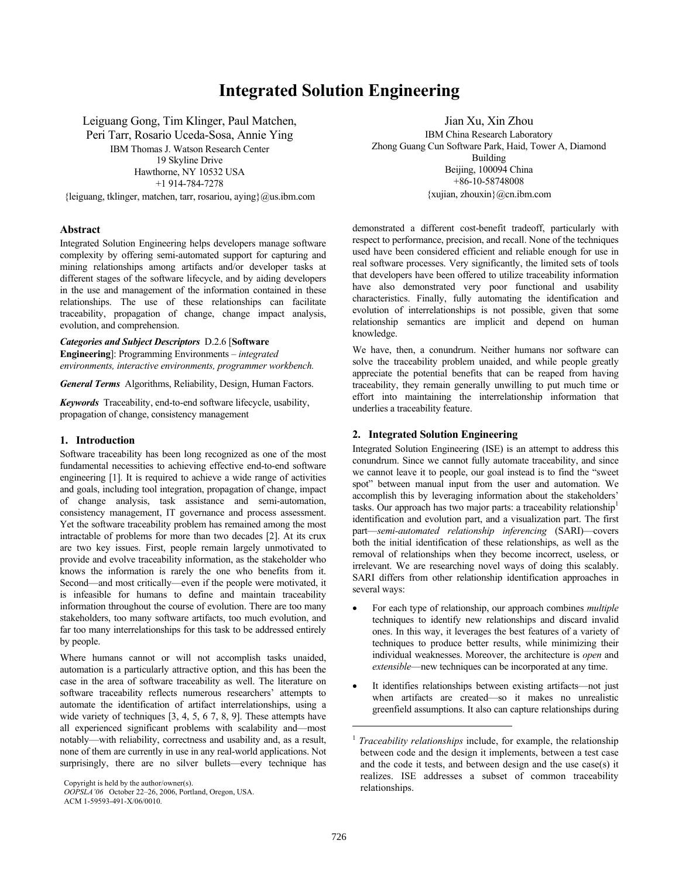# Integrated Solution Engineering

Leiguang Gong, Tim Klinger, Paul Matchen,
Peri Tarr, Rosario Uceda-Sosa, Annie Ying
IBM Thomas J. Watson Research Center
19 Skyline Drive
Hawthorne, NY 10532 USA
+1 914-784-7278
{leiguang, tklinger, matchen, tarr, rosariou, aying}@us.ibm.com

Jian Xu, Xin Zhou
IBM China Research Laboratory
Zhong Guang Cun Software Park, Haid, Tower A, Diamond Building
Beijing, 100094 China
+86-10-58748008
{xujian, zhouxin}@cn.ibm.com

### Abstract

Integrated Solution Engineering helps developers manage software complexity by offering semi-automated support for capturing and mining relationships among artifacts and/or developer tasks at different stages of the software lifecycle, and by aiding developers in the use and management of the information contained in these relationships. The use of these relationships can facilitate traceability, propagation of change, change impact analysis, evolution, and comprehension.

***Categories and Subject Descriptors*** D.2.6 [**Software Engineering**]: Programming Environments – *integrated environments, interactive environments, programmer workbench.*

***General Terms*** Algorithms, Reliability, Design, Human Factors.

***Keywords*** Traceability, end-to-end software lifecycle, usability, propagation of change, consistency management

## 1. Introduction

Software traceability has been long recognized as one of the most fundamental necessities to achieving effective end-to-end software engineering [1]. It is required to achieve a wide range of activities and goals, including tool integration, propagation of change, impact of change analysis, task assistance and semi-automation, consistency management, IT governance and process assessment. Yet the software traceability problem has remained among the most intractable of problems for more than two decades [2]. At its crux are two key issues. First, people remain largely unmotivated to provide and evolve traceability information, as the stakeholder who knows the information is rarely the one who benefits from it. Second—and most critically—even if the people were motivated, it is infeasible for humans to define and maintain traceability information throughout the course of evolution. There are too many stakeholders, too many software artifacts, too much evolution, and far too many interrelationships for this task to be addressed entirely by people.

Where humans cannot or will not accomplish tasks unaided, automation is a particularly attractive option, and this has been the case in the area of software traceability as well. The literature on software traceability reflects numerous researchers' attempts to automate the identification of artifact interrelationships, using a wide variety of techniques [3, 4, 5, 6 7, 8, 9]. These attempts have all experienced significant problems with scalability and—most notably—with reliability, correctness and usability and, as a result, none of them are currently in use in any real-world applications. Not surprisingly, there are no silver bullets—every technique has demonstrated a different cost-benefit tradeoff, particularly with respect to performance, precision, and recall. None of the techniques used have been considered efficient and reliable enough for use in real software processes. Very significantly, the limited sets of tools that developers have been offered to utilize traceability information have also demonstrated very poor functional and usability characteristics. Finally, fully automating the identification and evolution of interrelationships is not possible, given that some relationship semantics are implicit and depend on human knowledge.

We have, then, a conundrum. Neither humans nor software can solve the traceability problem unaided, and while people greatly appreciate the potential benefits that can be reaped from having traceability, they remain generally unwilling to put much time or effort into maintaining the interrelationship information that underlies a traceability feature.

## 2. Integrated Solution Engineering

Integrated Solution Engineering (ISE) is an attempt to address this conundrum. Since we cannot fully automate traceability, and since we cannot leave it to people, our goal instead is to find the "sweet spot" between manual input from the user and automation. We accomplish this by leveraging information about the stakeholders' tasks. Our approach has two major parts: a traceability relationship[1] identification and evolution part, and a visualization part. The first part—*semi-automated relationship inferencing* (SARI)—covers both the initial identification of these relationships, as well as the removal of relationships when they become incorrect, useless, or irrelevant. We are researching novel ways of doing this scalably. SARI differs from other relationship identification approaches in several ways:

- For each type of relationship, our approach combines *multiple* techniques to identify new relationships and discard invalid ones. In this way, it leverages the best features of a variety of techniques to produce better results, while minimizing their individual weaknesses. Moreover, the architecture is *open* and *extensible*—new techniques can be incorporated at any time.
- It identifies relationships between existing artifacts—not just when artifacts are created—so it makes no unrealistic greenfield assumptions. It also can capture relationships during

[1] *Traceability relationships* include, for example, the relationship between code and the design it implements, between a test case and the code it tests, and between design and the use case(s) it realizes. ISE addresses a subset of common traceability relationships.

Copyright is held by the author/owner(s).
*OOPSLA'06* October 22–26, 2006, Portland, Oregon, USA.
ACM 1-59593-491-X/06/0010.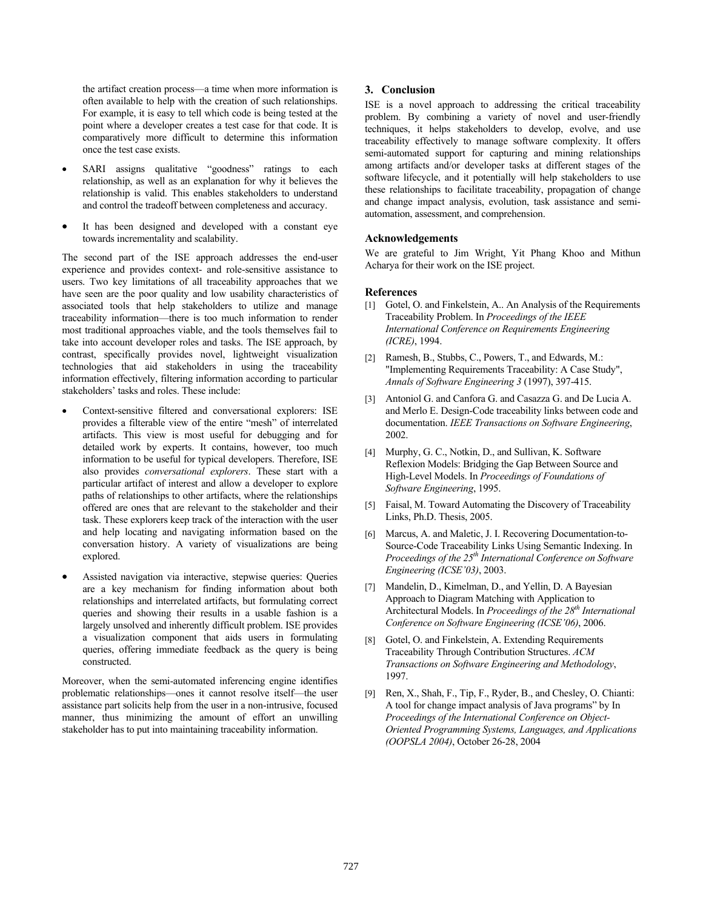the artifact creation process—a time when more information is often available to help with the creation of such relationships. For example, it is easy to tell which code is being tested at the point where a developer creates a test case for that code. It is comparatively more difficult to determine this information once the test case exists.

- SARI assigns qualitative "goodness" ratings to each relationship, as well as an explanation for why it believes the relationship is valid. This enables stakeholders to understand and control the tradeoff between completeness and accuracy.
- It has been designed and developed with a constant eye towards incrementality and scalability.

The second part of the ISE approach addresses the end-user experience and provides context- and role-sensitive assistance to users. Two key limitations of all traceability approaches that we have seen are the poor quality and low usability characteristics of associated tools that help stakeholders to utilize and manage traceability information—there is too much information to render most traditional approaches viable, and the tools themselves fail to take into account developer roles and tasks. The ISE approach, by contrast, specifically provides novel, lightweight visualization technologies that aid stakeholders in using the traceability information effectively, filtering information according to particular stakeholders' tasks and roles. These include:

- Context-sensitive filtered and conversational explorers: ISE provides a filterable view of the entire "mesh" of interrelated artifacts. This view is most useful for debugging and for detailed work by experts. It contains, however, too much information to be useful for typical developers. Therefore, ISE also provides *conversational explorers*. These start with a particular artifact of interest and allow a developer to explore paths of relationships to other artifacts, where the relationships offered are ones that are relevant to the stakeholder and their task. These explorers keep track of the interaction with the user and help locating and navigating information based on the conversation history. A variety of visualizations are being explored.
- Assisted navigation via interactive, stepwise queries: Queries are a key mechanism for finding information about both relationships and interrelated artifacts, but formulating correct queries and showing their results in a usable fashion is a largely unsolved and inherently difficult problem. ISE provides a visualization component that aids users in formulating queries, offering immediate feedback as the query is being constructed.

Moreover, when the semi-automated inferencing engine identifies problematic relationships—ones it cannot resolve itself—the user assistance part solicits help from the user in a non-intrusive, focused manner, thus minimizing the amount of effort an unwilling stakeholder has to put into maintaining traceability information.

## 3. Conclusion

ISE is a novel approach to addressing the critical traceability problem. By combining a variety of novel and user-friendly techniques, it helps stakeholders to develop, evolve, and use traceability effectively to manage software complexity. It offers semi-automated support for capturing and mining relationships among artifacts and/or developer tasks at different stages of the software lifecycle, and it potentially will help stakeholders to use these relationships to facilitate traceability, propagation of change and change impact analysis, evolution, task assistance and semi-automation, assessment, and comprehension.

### Acknowledgements

We are grateful to Jim Wright, Yit Phang Khoo and Mithun Acharya for their work on the ISE project.

### References

[1] Gotel, O. and Finkelstein, A.. An Analysis of the Requirements Traceability Problem. In *Proceedings of the IEEE International Conference on Requirements Engineering (ICRE)*, 1994.

[2] Ramesh, B., Stubbs, C., Powers, T., and Edwards, M.: "Implementing Requirements Traceability: A Case Study", *Annals of Software Engineering 3* (1997), 397-415.

[3] Antoniol G. and Canfora G. and Casazza G. and De Lucia A. and Merlo E. Design-Code traceability links between code and documentation. *IEEE Transactions on Software Engineering*, 2002.

[4] Murphy, G. C., Notkin, D., and Sullivan, K. Software Reflexion Models: Bridging the Gap Between Source and High-Level Models. In *Proceedings of Foundations of Software Engineering*, 1995.

[5] Faisal, M. Toward Automating the Discovery of Traceability Links, Ph.D. Thesis, 2005.

[6] Marcus, A. and Maletic, J. I. Recovering Documentation-to-Source-Code Traceability Links Using Semantic Indexing. In *Proceedings of the 25th International Conference on Software Engineering (ICSE'03)*, 2003.

[7] Mandelin, D., Kimelman, D., and Yellin, D. A Bayesian Approach to Diagram Matching with Application to Architectural Models. In *Proceedings of the 28th International Conference on Software Engineering (ICSE'06)*, 2006.

[8] Gotel, O. and Finkelstein, A. Extending Requirements Traceability Through Contribution Structures. *ACM Transactions on Software Engineering and Methodology*, 1997.

[9] Ren, X., Shah, F., Tip, F., Ryder, B., and Chesley, O. Chianti: A tool for change impact analysis of Java programs" by In *Proceedings of the International Conference on Object-Oriented Programming Systems, Languages, and Applications (OOPSLA 2004)*, October 26-28, 2004